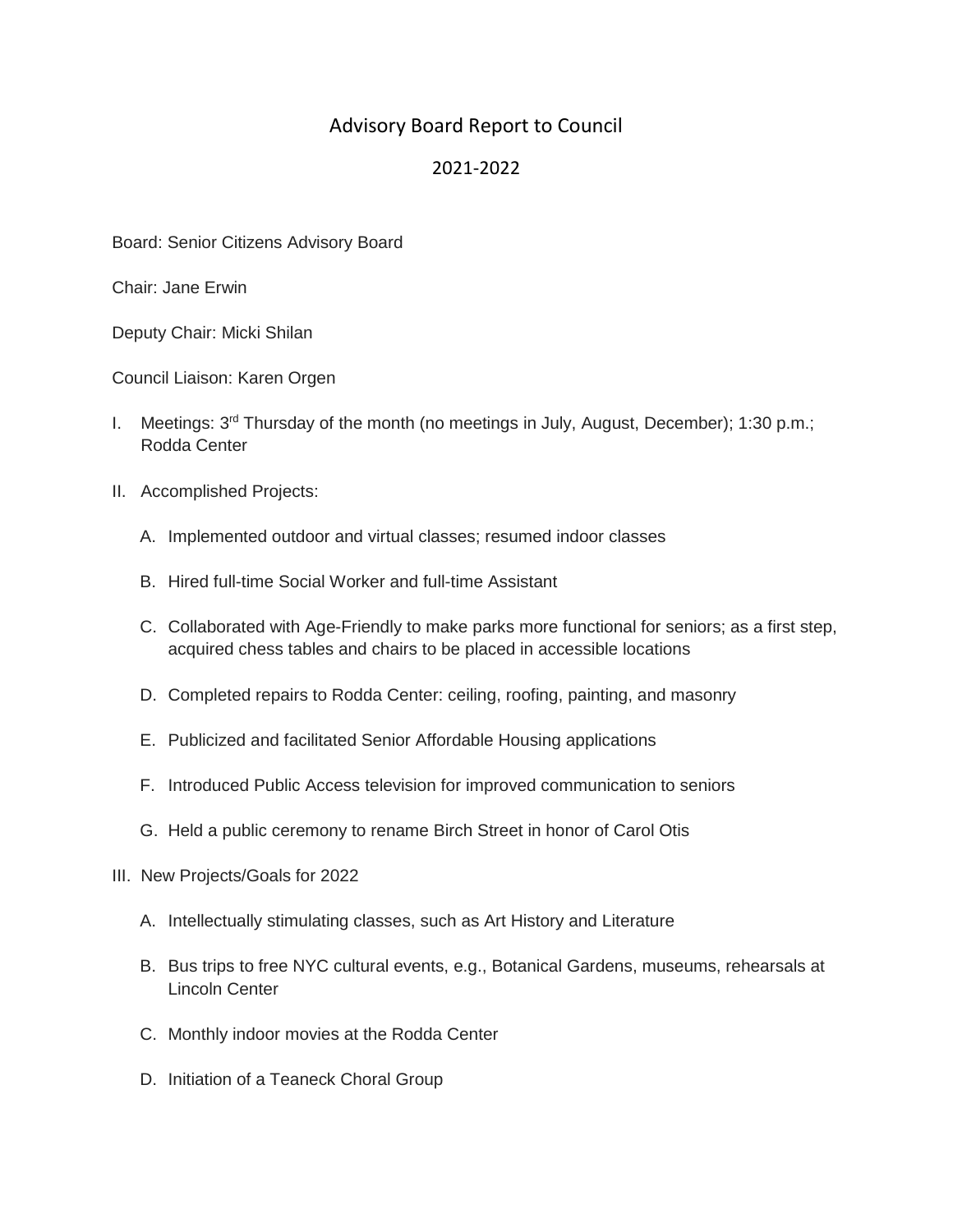# Advisory Board Report to Council

## 2021-2022

Board: Senior Citizens Advisory Board

Chair: Jane Erwin

Deputy Chair: Micki Shilan

Council Liaison: Karen Orgen

I. Meetings: 3rd Thursday of the month (no meetings in July, August, December); 1:30 p.m.; Rodda Center

II. Accomplished Projects:

   A. Implemented outdoor and virtual classes; resumed indoor classes

   B. Hired full-time Social Worker and full-time Assistant

   C. Collaborated with Age-Friendly to make parks more functional for seniors; as a first step, acquired chess tables and chairs to be placed in accessible locations

   D. Completed repairs to Rodda Center: ceiling, roofing, painting, and masonry

   E. Publicized and facilitated Senior Affordable Housing applications

   F. Introduced Public Access television for improved communication to seniors

   G. Held a public ceremony to rename Birch Street in honor of Carol Otis

III. New Projects/Goals for 2022

   A. Intellectually stimulating classes, such as Art History and Literature

   B. Bus trips to free NYC cultural events, e.g., Botanical Gardens, museums, rehearsals at Lincoln Center

   C. Monthly indoor movies at the Rodda Center

   D. Initiation of a Teaneck Choral Group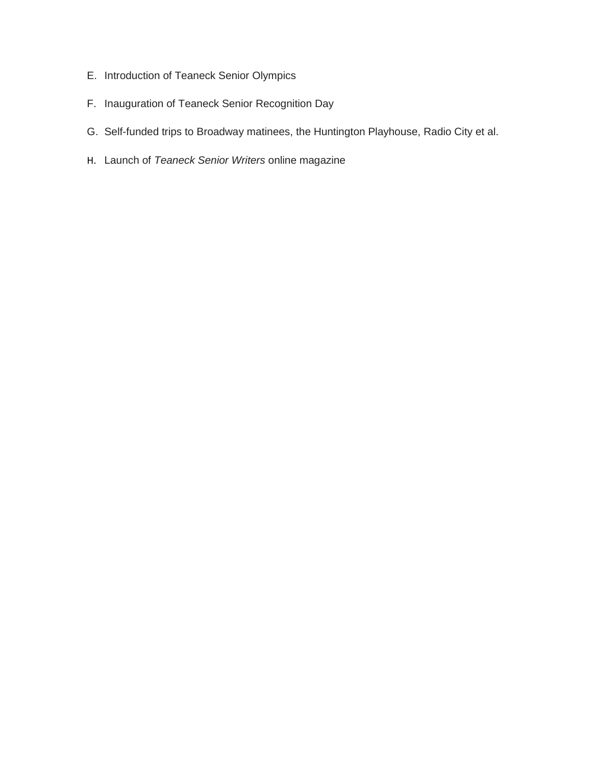E. Introduction of Teaneck Senior Olympics

F. Inauguration of Teaneck Senior Recognition Day

G. Self-funded trips to Broadway matinees, the Huntington Playhouse, Radio City et al.

H. Launch of *Teaneck Senior Writers* online magazine